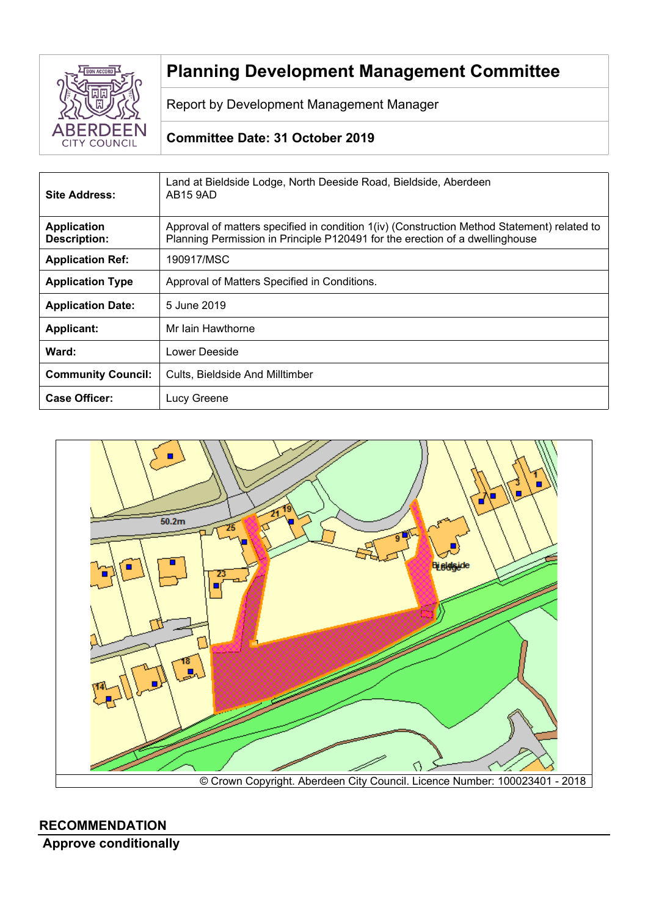# Planning Development Management Committee

Report by Development Management Manager

**Committee Date: 31 October 2019**

| | |
|---|---|
| **Site Address:** | Land at Bieldside Lodge, North Deeside Road, Bieldside, Aberdeen AB15 9AD |
| **Application Description:** | Approval of matters specified in condition 1(iv) (Construction Method Statement) related to Planning Permission in Principle P120491 for the erection of a dwellinghouse |
| **Application Ref:** | 190917/MSC |
| **Application Type** | Approval of Matters Specified in Conditions. |
| **Application Date:** | 5 June 2019 |
| **Applicant:** | Mr Iain Hawthorne |
| **Ward:** | Lower Deeside |
| **Community Council:** | Cults, Bieldside And Milltimber |
| **Case Officer:** | Lucy Greene |

© Crown Copyright. Aberdeen City Council. Licence Number: 100023401 - 2018

## RECOMMENDATION

**Approve conditionally**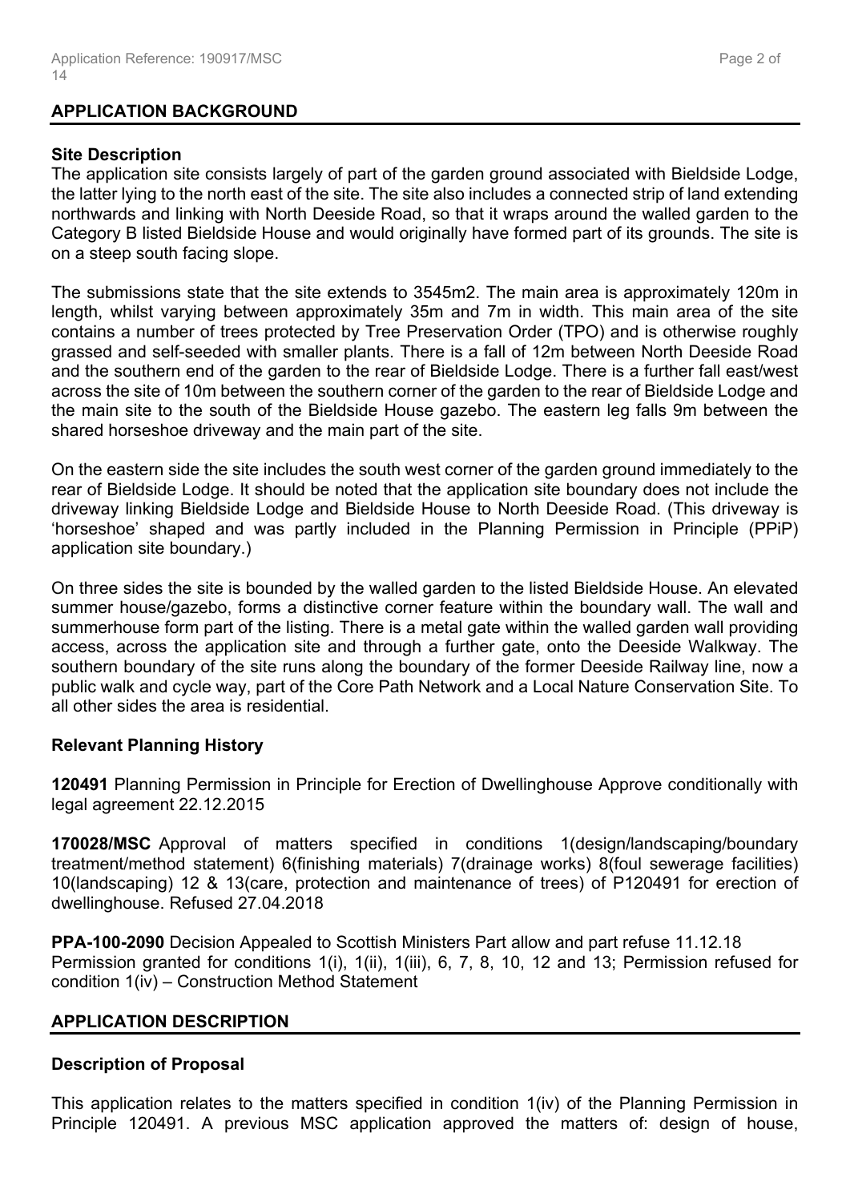## APPLICATION BACKGROUND

### Site Description

The application site consists largely of part of the garden ground associated with Bieldside Lodge, the latter lying to the north east of the site. The site also includes a connected strip of land extending northwards and linking with North Deeside Road, so that it wraps around the walled garden to the Category B listed Bieldside House and would originally have formed part of its grounds. The site is on a steep south facing slope.

The submissions state that the site extends to 3545m2. The main area is approximately 120m in length, whilst varying between approximately 35m and 7m in width. This main area of the site contains a number of trees protected by Tree Preservation Order (TPO) and is otherwise roughly grassed and self-seeded with smaller plants. There is a fall of 12m between North Deeside Road and the southern end of the garden to the rear of Bieldside Lodge. There is a further fall east/west across the site of 10m between the southern corner of the garden to the rear of Bieldside Lodge and the main site to the south of the Bieldside House gazebo. The eastern leg falls 9m between the shared horseshoe driveway and the main part of the site.

On the eastern side the site includes the south west corner of the garden ground immediately to the rear of Bieldside Lodge. It should be noted that the application site boundary does not include the driveway linking Bieldside Lodge and Bieldside House to North Deeside Road. (This driveway is 'horseshoe' shaped and was partly included in the Planning Permission in Principle (PPiP) application site boundary.)

On three sides the site is bounded by the walled garden to the listed Bieldside House. An elevated summer house/gazebo, forms a distinctive corner feature within the boundary wall. The wall and summerhouse form part of the listing. There is a metal gate within the walled garden wall providing access, across the application site and through a further gate, onto the Deeside Walkway. The southern boundary of the site runs along the boundary of the former Deeside Railway line, now a public walk and cycle way, part of the Core Path Network and a Local Nature Conservation Site. To all other sides the area is residential.

### Relevant Planning History

**120491** Planning Permission in Principle for Erection of Dwellinghouse Approve conditionally with legal agreement 22.12.2015

**170028/MSC** Approval of matters specified in conditions 1(design/landscaping/boundary treatment/method statement) 6(finishing materials) 7(drainage works) 8(foul sewerage facilities) 10(landscaping) 12 & 13(care, protection and maintenance of trees) of P120491 for erection of dwellinghouse. Refused 27.04.2018

**PPA-100-2090** Decision Appealed to Scottish Ministers Part allow and part refuse 11.12.18
Permission granted for conditions 1(i), 1(ii), 1(iii), 6, 7, 8, 10, 12 and 13; Permission refused for condition 1(iv) – Construction Method Statement

## APPLICATION DESCRIPTION

### Description of Proposal

This application relates to the matters specified in condition 1(iv) of the Planning Permission in Principle 120491. A previous MSC application approved the matters of: design of house,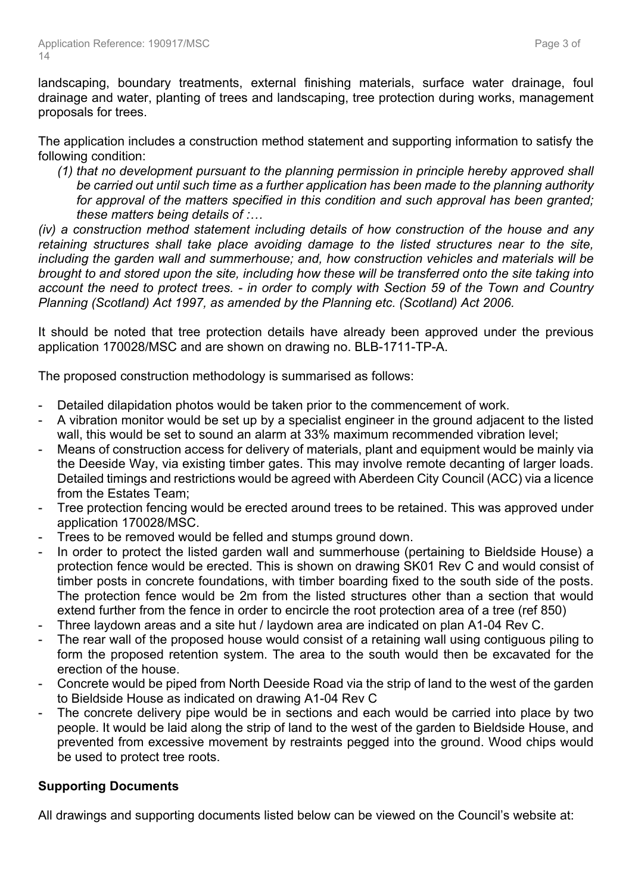landscaping, boundary treatments, external finishing materials, surface water drainage, foul drainage and water, planting of trees and landscaping, tree protection during works, management proposals for trees.

The application includes a construction method statement and supporting information to satisfy the following condition:

*(1) that no development pursuant to the planning permission in principle hereby approved shall be carried out until such time as a further application has been made to the planning authority for approval of the matters specified in this condition and such approval has been granted; these matters being details of :…*

*(iv) a construction method statement including details of how construction of the house and any retaining structures shall take place avoiding damage to the listed structures near to the site, including the garden wall and summerhouse; and, how construction vehicles and materials will be brought to and stored upon the site, including how these will be transferred onto the site taking into account the need to protect trees. - in order to comply with Section 59 of the Town and Country Planning (Scotland) Act 1997, as amended by the Planning etc. (Scotland) Act 2006.*

It should be noted that tree protection details have already been approved under the previous application 170028/MSC and are shown on drawing no. BLB-1711-TP-A.

The proposed construction methodology is summarised as follows:

- Detailed dilapidation photos would be taken prior to the commencement of work.
- A vibration monitor would be set up by a specialist engineer in the ground adjacent to the listed wall, this would be set to sound an alarm at 33% maximum recommended vibration level;
- Means of construction access for delivery of materials, plant and equipment would be mainly via the Deeside Way, via existing timber gates. This may involve remote decanting of larger loads. Detailed timings and restrictions would be agreed with Aberdeen City Council (ACC) via a licence from the Estates Team;
- Tree protection fencing would be erected around trees to be retained. This was approved under application 170028/MSC.
- Trees to be removed would be felled and stumps ground down.
- In order to protect the listed garden wall and summerhouse (pertaining to Bieldside House) a protection fence would be erected. This is shown on drawing SK01 Rev C and would consist of timber posts in concrete foundations, with timber boarding fixed to the south side of the posts. The protection fence would be 2m from the listed structures other than a section that would extend further from the fence in order to encircle the root protection area of a tree (ref 850)
- Three laydown areas and a site hut / laydown area are indicated on plan A1-04 Rev C.
- The rear wall of the proposed house would consist of a retaining wall using contiguous piling to form the proposed retention system. The area to the south would then be excavated for the erection of the house.
- Concrete would be piped from North Deeside Road via the strip of land to the west of the garden to Bieldside House as indicated on drawing A1-04 Rev C
- The concrete delivery pipe would be in sections and each would be carried into place by two people. It would be laid along the strip of land to the west of the garden to Bieldside House, and prevented from excessive movement by restraints pegged into the ground. Wood chips would be used to protect tree roots.

## Supporting Documents

All drawings and supporting documents listed below can be viewed on the Council's website at: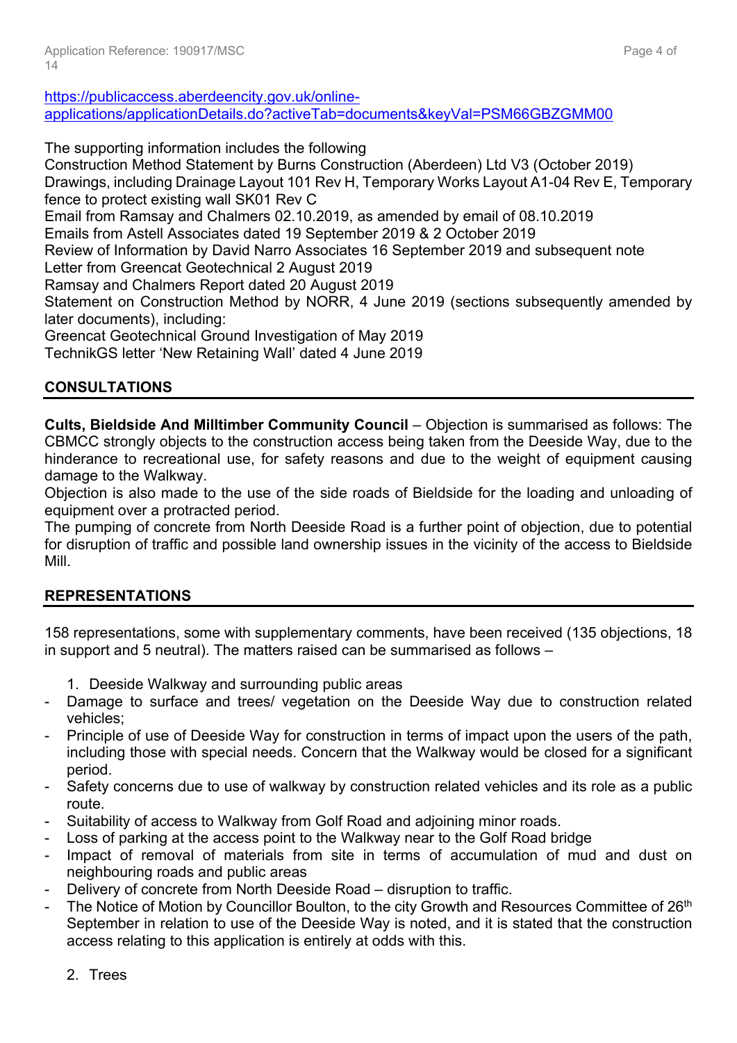https://publicaccess.aberdeencity.gov.uk/online-applications/applicationDetails.do?activeTab=documents&keyVal=PSM66GBZGMM00

The supporting information includes the following
Construction Method Statement by Burns Construction (Aberdeen) Ltd V3 (October 2019)
Drawings, including Drainage Layout 101 Rev H, Temporary Works Layout A1-04 Rev E, Temporary fence to protect existing wall SK01 Rev C
Email from Ramsay and Chalmers 02.10.2019, as amended by email of 08.10.2019
Emails from Astell Associates dated 19 September 2019 & 2 October 2019
Review of Information by David Narro Associates 16 September 2019 and subsequent note
Letter from Greencat Geotechnical 2 August 2019
Ramsay and Chalmers Report dated 20 August 2019
Statement on Construction Method by NORR, 4 June 2019 (sections subsequently amended by later documents), including:
Greencat Geotechnical Ground Investigation of May 2019
TechnikGS letter 'New Retaining Wall' dated 4 June 2019

## CONSULTATIONS

**Cults, Bieldside And Milltimber Community Council** – Objection is summarised as follows: The CBMCC strongly objects to the construction access being taken from the Deeside Way, due to the hinderance to recreational use, for safety reasons and due to the weight of equipment causing damage to the Walkway.
Objection is also made to the use of the side roads of Bieldside for the loading and unloading of equipment over a protracted period.
The pumping of concrete from North Deeside Road is a further point of objection, due to potential for disruption of traffic and possible land ownership issues in the vicinity of the access to Bieldside Mill.

## REPRESENTATIONS

158 representations, some with supplementary comments, have been received (135 objections, 18 in support and 5 neutral). The matters raised can be summarised as follows –

1. Deeside Walkway and surrounding public areas

- Damage to surface and trees/ vegetation on the Deeside Way due to construction related vehicles;
- Principle of use of Deeside Way for construction in terms of impact upon the users of the path, including those with special needs. Concern that the Walkway would be closed for a significant period.
- Safety concerns due to use of walkway by construction related vehicles and its role as a public route.
- Suitability of access to Walkway from Golf Road and adjoining minor roads.
- Loss of parking at the access point to the Walkway near to the Golf Road bridge
- Impact of removal of materials from site in terms of accumulation of mud and dust on neighbouring roads and public areas
- Delivery of concrete from North Deeside Road – disruption to traffic.
- The Notice of Motion by Councillor Boulton, to the city Growth and Resources Committee of 26th September in relation to use of the Deeside Way is noted, and it is stated that the construction access relating to this application is entirely at odds with this.

2. Trees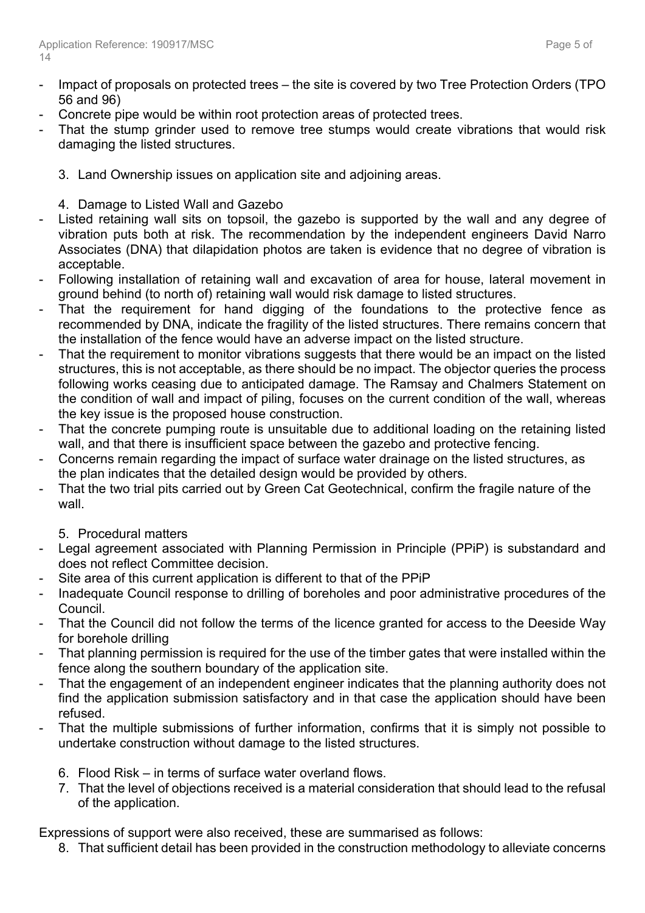- Impact of proposals on protected trees – the site is covered by two Tree Protection Orders (TPO 56 and 96)
- Concrete pipe would be within root protection areas of protected trees.
- That the stump grinder used to remove tree stumps would create vibrations that would risk damaging the listed structures.

3. Land Ownership issues on application site and adjoining areas.

4. Damage to Listed Wall and Gazebo

- Listed retaining wall sits on topsoil, the gazebo is supported by the wall and any degree of vibration puts both at risk. The recommendation by the independent engineers David Narro Associates (DNA) that dilapidation photos are taken is evidence that no degree of vibration is acceptable.
- Following installation of retaining wall and excavation of area for house, lateral movement in ground behind (to north of) retaining wall would risk damage to listed structures.
- That the requirement for hand digging of the foundations to the protective fence as recommended by DNA, indicate the fragility of the listed structures. There remains concern that the installation of the fence would have an adverse impact on the listed structure.
- That the requirement to monitor vibrations suggests that there would be an impact on the listed structures, this is not acceptable, as there should be no impact. The objector queries the process following works ceasing due to anticipated damage. The Ramsay and Chalmers Statement on the condition of wall and impact of piling, focuses on the current condition of the wall, whereas the key issue is the proposed house construction.
- That the concrete pumping route is unsuitable due to additional loading on the retaining listed wall, and that there is insufficient space between the gazebo and protective fencing.
- Concerns remain regarding the impact of surface water drainage on the listed structures, as the plan indicates that the detailed design would be provided by others.
- That the two trial pits carried out by Green Cat Geotechnical, confirm the fragile nature of the wall.

5. Procedural matters

- Legal agreement associated with Planning Permission in Principle (PPiP) is substandard and does not reflect Committee decision.
- Site area of this current application is different to that of the PPiP
- Inadequate Council response to drilling of boreholes and poor administrative procedures of the Council.
- That the Council did not follow the terms of the licence granted for access to the Deeside Way for borehole drilling
- That planning permission is required for the use of the timber gates that were installed within the fence along the southern boundary of the application site.
- That the engagement of an independent engineer indicates that the planning authority does not find the application submission satisfactory and in that case the application should have been refused.
- That the multiple submissions of further information, confirms that it is simply not possible to undertake construction without damage to the listed structures.

6. Flood Risk – in terms of surface water overland flows.
7. That the level of objections received is a material consideration that should lead to the refusal of the application.

Expressions of support were also received, these are summarised as follows:

8. That sufficient detail has been provided in the construction methodology to alleviate concerns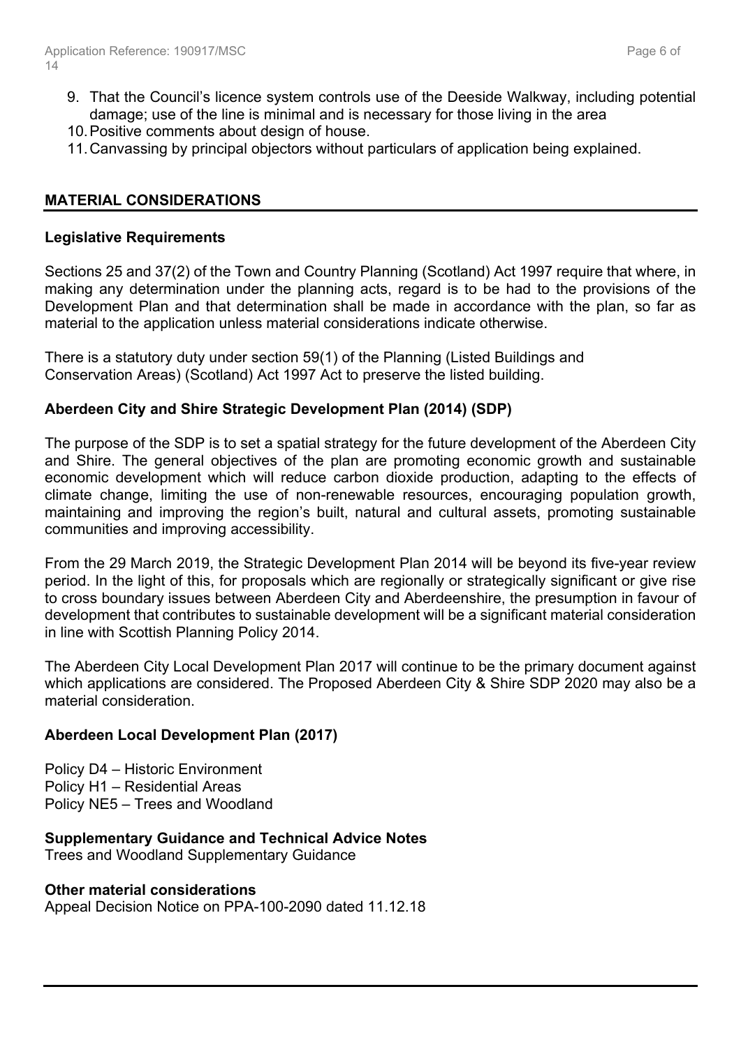9. That the Council's licence system controls use of the Deeside Walkway, including potential damage; use of the line is minimal and is necessary for those living in the area
10. Positive comments about design of house.
11. Canvassing by principal objectors without particulars of application being explained.

## MATERIAL CONSIDERATIONS

### Legislative Requirements

Sections 25 and 37(2) of the Town and Country Planning (Scotland) Act 1997 require that where, in making any determination under the planning acts, regard is to be had to the provisions of the Development Plan and that determination shall be made in accordance with the plan, so far as material to the application unless material considerations indicate otherwise.

There is a statutory duty under section 59(1) of the Planning (Listed Buildings and Conservation Areas) (Scotland) Act 1997 Act to preserve the listed building.

### Aberdeen City and Shire Strategic Development Plan (2014) (SDP)

The purpose of the SDP is to set a spatial strategy for the future development of the Aberdeen City and Shire. The general objectives of the plan are promoting economic growth and sustainable economic development which will reduce carbon dioxide production, adapting to the effects of climate change, limiting the use of non-renewable resources, encouraging population growth, maintaining and improving the region's built, natural and cultural assets, promoting sustainable communities and improving accessibility.

From the 29 March 2019, the Strategic Development Plan 2014 will be beyond its five-year review period. In the light of this, for proposals which are regionally or strategically significant or give rise to cross boundary issues between Aberdeen City and Aberdeenshire, the presumption in favour of development that contributes to sustainable development will be a significant material consideration in line with Scottish Planning Policy 2014.

The Aberdeen City Local Development Plan 2017 will continue to be the primary document against which applications are considered. The Proposed Aberdeen City & Shire SDP 2020 may also be a material consideration.

### Aberdeen Local Development Plan (2017)

Policy D4 – Historic Environment
Policy H1 – Residential Areas
Policy NE5 – Trees and Woodland

### Supplementary Guidance and Technical Advice Notes

Trees and Woodland Supplementary Guidance

### Other material considerations

Appeal Decision Notice on PPA-100-2090 dated 11.12.18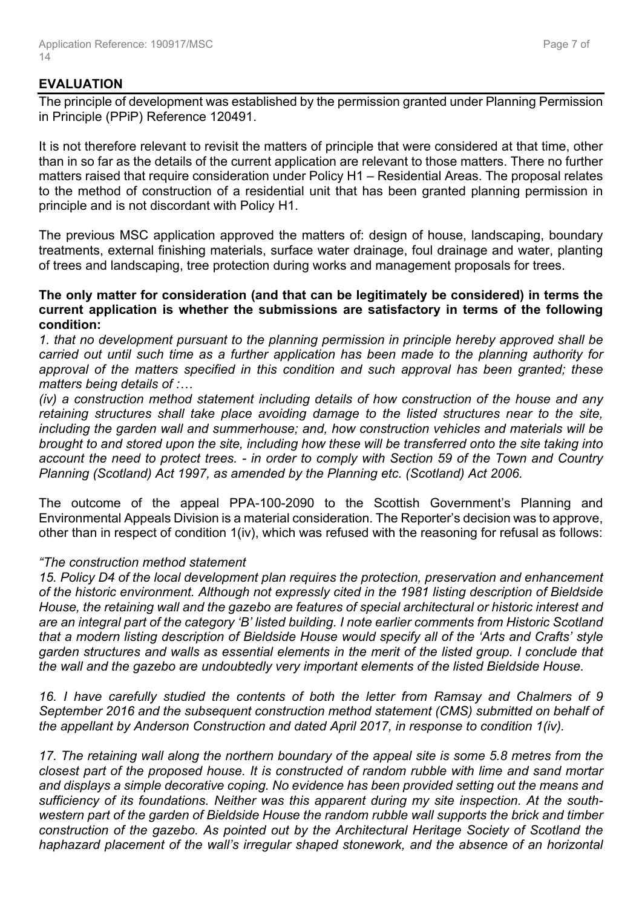## EVALUATION

The principle of development was established by the permission granted under Planning Permission in Principle (PPiP) Reference 120491.

It is not therefore relevant to revisit the matters of principle that were considered at that time, other than in so far as the details of the current application are relevant to those matters. There no further matters raised that require consideration under Policy H1 – Residential Areas. The proposal relates to the method of construction of a residential unit that has been granted planning permission in principle and is not discordant with Policy H1.

The previous MSC application approved the matters of: design of house, landscaping, boundary treatments, external finishing materials, surface water drainage, foul drainage and water, planting of trees and landscaping, tree protection during works and management proposals for trees.

**The only matter for consideration (and that can be legitimately be considered) in terms the current application is whether the submissions are satisfactory in terms of the following condition:**

*1. that no development pursuant to the planning permission in principle hereby approved shall be carried out until such time as a further application has been made to the planning authority for approval of the matters specified in this condition and such approval has been granted; these matters being details of :…*

*(iv) a construction method statement including details of how construction of the house and any retaining structures shall take place avoiding damage to the listed structures near to the site, including the garden wall and summerhouse; and, how construction vehicles and materials will be brought to and stored upon the site, including how these will be transferred onto the site taking into account the need to protect trees. - in order to comply with Section 59 of the Town and Country Planning (Scotland) Act 1997, as amended by the Planning etc. (Scotland) Act 2006.*

The outcome of the appeal PPA-100-2090 to the Scottish Government's Planning and Environmental Appeals Division is a material consideration. The Reporter's decision was to approve, other than in respect of condition 1(iv), which was refused with the reasoning for refusal as follows:

*"The construction method statement*

*15. Policy D4 of the local development plan requires the protection, preservation and enhancement of the historic environment. Although not expressly cited in the 1981 listing description of Bieldside House, the retaining wall and the gazebo are features of special architectural or historic interest and are an integral part of the category 'B' listed building. I note earlier comments from Historic Scotland that a modern listing description of Bieldside House would specify all of the 'Arts and Crafts' style garden structures and walls as essential elements in the merit of the listed group. I conclude that the wall and the gazebo are undoubtedly very important elements of the listed Bieldside House.*

*16. I have carefully studied the contents of both the letter from Ramsay and Chalmers of 9 September 2016 and the subsequent construction method statement (CMS) submitted on behalf of the appellant by Anderson Construction and dated April 2017, in response to condition 1(iv).*

*17. The retaining wall along the northern boundary of the appeal site is some 5.8 metres from the closest part of the proposed house. It is constructed of random rubble with lime and sand mortar and displays a simple decorative coping. No evidence has been provided setting out the means and sufficiency of its foundations. Neither was this apparent during my site inspection. At the south-western part of the garden of Bieldside House the random rubble wall supports the brick and timber construction of the gazebo. As pointed out by the Architectural Heritage Society of Scotland the haphazard placement of the wall's irregular shaped stonework, and the absence of an horizontal*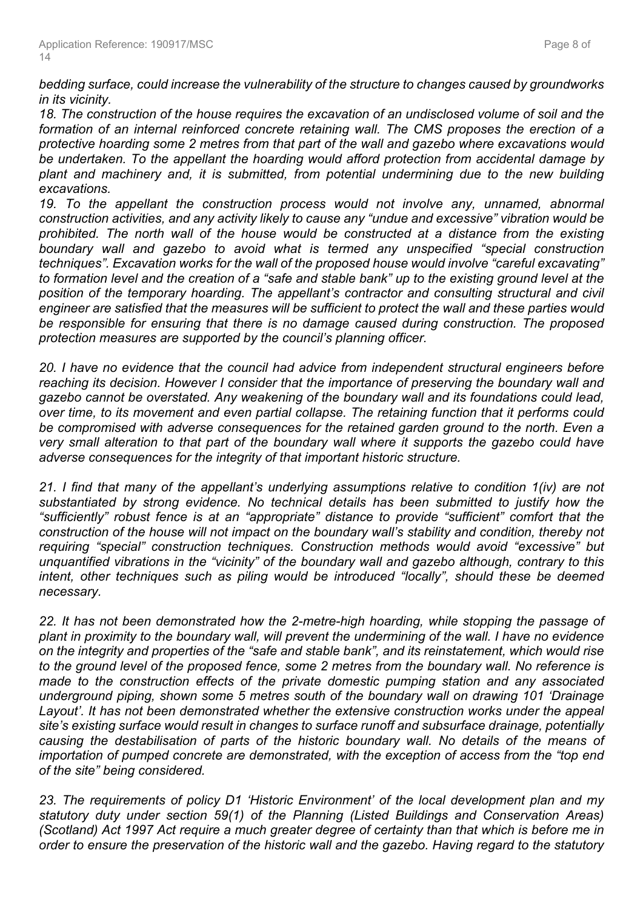*bedding surface, could increase the vulnerability of the structure to changes caused by groundworks in its vicinity.*

*18. The construction of the house requires the excavation of an undisclosed volume of soil and the formation of an internal reinforced concrete retaining wall. The CMS proposes the erection of a protective hoarding some 2 metres from that part of the wall and gazebo where excavations would be undertaken. To the appellant the hoarding would afford protection from accidental damage by plant and machinery and, it is submitted, from potential undermining due to the new building excavations.*

*19. To the appellant the construction process would not involve any, unnamed, abnormal construction activities, and any activity likely to cause any "undue and excessive" vibration would be prohibited. The north wall of the house would be constructed at a distance from the existing boundary wall and gazebo to avoid what is termed any unspecified "special construction techniques". Excavation works for the wall of the proposed house would involve "careful excavating" to formation level and the creation of a "safe and stable bank" up to the existing ground level at the position of the temporary hoarding. The appellant's contractor and consulting structural and civil engineer are satisfied that the measures will be sufficient to protect the wall and these parties would be responsible for ensuring that there is no damage caused during construction. The proposed protection measures are supported by the council's planning officer.*

*20. I have no evidence that the council had advice from independent structural engineers before reaching its decision. However I consider that the importance of preserving the boundary wall and gazebo cannot be overstated. Any weakening of the boundary wall and its foundations could lead, over time, to its movement and even partial collapse. The retaining function that it performs could be compromised with adverse consequences for the retained garden ground to the north. Even a very small alteration to that part of the boundary wall where it supports the gazebo could have adverse consequences for the integrity of that important historic structure.*

*21. I find that many of the appellant's underlying assumptions relative to condition 1(iv) are not substantiated by strong evidence. No technical details has been submitted to justify how the "sufficiently" robust fence is at an "appropriate" distance to provide "sufficient" comfort that the construction of the house will not impact on the boundary wall's stability and condition, thereby not requiring "special" construction techniques. Construction methods would avoid "excessive" but unquantified vibrations in the "vicinity" of the boundary wall and gazebo although, contrary to this intent, other techniques such as piling would be introduced "locally", should these be deemed necessary.*

*22. It has not been demonstrated how the 2-metre-high hoarding, while stopping the passage of plant in proximity to the boundary wall, will prevent the undermining of the wall. I have no evidence on the integrity and properties of the "safe and stable bank", and its reinstatement, which would rise to the ground level of the proposed fence, some 2 metres from the boundary wall. No reference is made to the construction effects of the private domestic pumping station and any associated underground piping, shown some 5 metres south of the boundary wall on drawing 101 'Drainage Layout'. It has not been demonstrated whether the extensive construction works under the appeal site's existing surface would result in changes to surface runoff and subsurface drainage, potentially causing the destabilisation of parts of the historic boundary wall. No details of the means of importation of pumped concrete are demonstrated, with the exception of access from the "top end of the site" being considered.*

*23. The requirements of policy D1 'Historic Environment' of the local development plan and my statutory duty under section 59(1) of the Planning (Listed Buildings and Conservation Areas) (Scotland) Act 1997 Act require a much greater degree of certainty than that which is before me in order to ensure the preservation of the historic wall and the gazebo. Having regard to the statutory*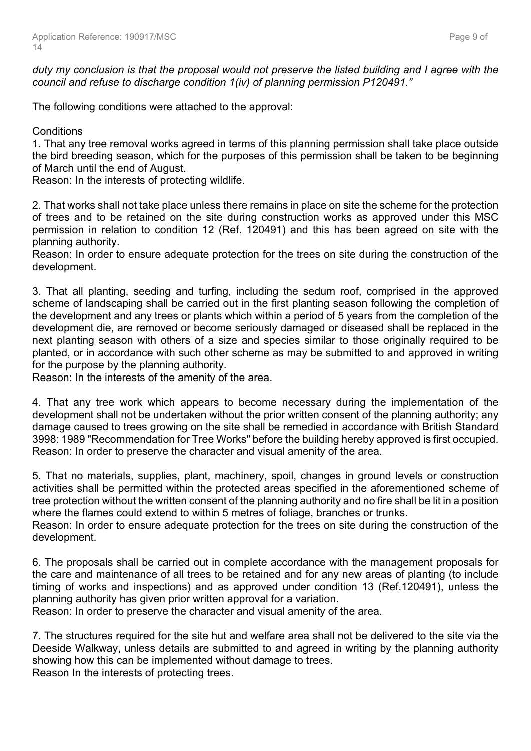*duty my conclusion is that the proposal would not preserve the listed building and I agree with the council and refuse to discharge condition 1(iv) of planning permission P120491."*

The following conditions were attached to the approval:

Conditions

1. That any tree removal works agreed in terms of this planning permission shall take place outside the bird breeding season, which for the purposes of this permission shall be taken to be beginning of March until the end of August.
Reason: In the interests of protecting wildlife.

2. That works shall not take place unless there remains in place on site the scheme for the protection of trees and to be retained on the site during construction works as approved under this MSC permission in relation to condition 12 (Ref. 120491) and this has been agreed on site with the planning authority.
Reason: In order to ensure adequate protection for the trees on site during the construction of the development.

3. That all planting, seeding and turfing, including the sedum roof, comprised in the approved scheme of landscaping shall be carried out in the first planting season following the completion of the development and any trees or plants which within a period of 5 years from the completion of the development die, are removed or become seriously damaged or diseased shall be replaced in the next planting season with others of a size and species similar to those originally required to be planted, or in accordance with such other scheme as may be submitted to and approved in writing for the purpose by the planning authority.
Reason: In the interests of the amenity of the area.

4. That any tree work which appears to become necessary during the implementation of the development shall not be undertaken without the prior written consent of the planning authority; any damage caused to trees growing on the site shall be remedied in accordance with British Standard 3998: 1989 "Recommendation for Tree Works" before the building hereby approved is first occupied.
Reason: In order to preserve the character and visual amenity of the area.

5. That no materials, supplies, plant, machinery, spoil, changes in ground levels or construction activities shall be permitted within the protected areas specified in the aforementioned scheme of tree protection without the written consent of the planning authority and no fire shall be lit in a position where the flames could extend to within 5 metres of foliage, branches or trunks.
Reason: In order to ensure adequate protection for the trees on site during the construction of the development.

6. The proposals shall be carried out in complete accordance with the management proposals for the care and maintenance of all trees to be retained and for any new areas of planting (to include timing of works and inspections) and as approved under condition 13 (Ref.120491), unless the planning authority has given prior written approval for a variation.
Reason: In order to preserve the character and visual amenity of the area.

7. The structures required for the site hut and welfare area shall not be delivered to the site via the Deeside Walkway, unless details are submitted to and agreed in writing by the planning authority showing how this can be implemented without damage to trees.
Reason In the interests of protecting trees.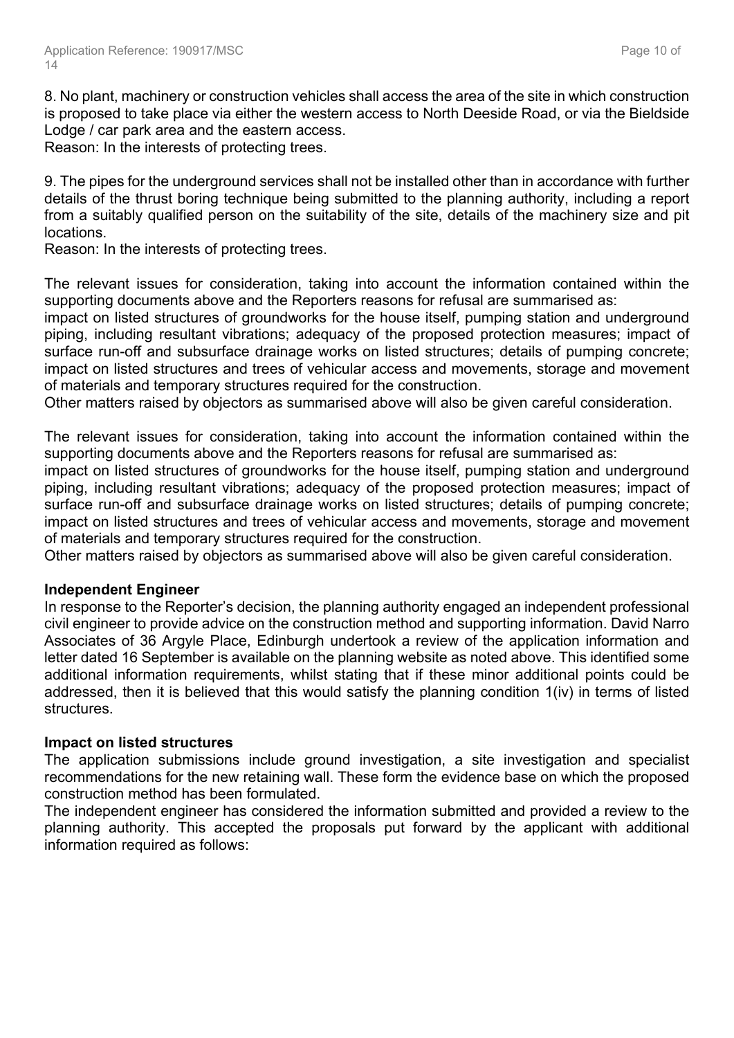8. No plant, machinery or construction vehicles shall access the area of the site in which construction is proposed to take place via either the western access to North Deeside Road, or via the Bieldside Lodge / car park area and the eastern access.
Reason: In the interests of protecting trees.

9. The pipes for the underground services shall not be installed other than in accordance with further details of the thrust boring technique being submitted to the planning authority, including a report from a suitably qualified person on the suitability of the site, details of the machinery size and pit locations.
Reason: In the interests of protecting trees.

The relevant issues for consideration, taking into account the information contained within the supporting documents above and the Reporters reasons for refusal are summarised as:
impact on listed structures of groundworks for the house itself, pumping station and underground piping, including resultant vibrations; adequacy of the proposed protection measures; impact of surface run-off and subsurface drainage works on listed structures; details of pumping concrete; impact on listed structures and trees of vehicular access and movements, storage and movement of materials and temporary structures required for the construction.
Other matters raised by objectors as summarised above will also be given careful consideration.

The relevant issues for consideration, taking into account the information contained within the supporting documents above and the Reporters reasons for refusal are summarised as:
impact on listed structures of groundworks for the house itself, pumping station and underground piping, including resultant vibrations; adequacy of the proposed protection measures; impact of surface run-off and subsurface drainage works on listed structures; details of pumping concrete; impact on listed structures and trees of vehicular access and movements, storage and movement of materials and temporary structures required for the construction.
Other matters raised by objectors as summarised above will also be given careful consideration.

**Independent Engineer**

In response to the Reporter's decision, the planning authority engaged an independent professional civil engineer to provide advice on the construction method and supporting information. David Narro Associates of 36 Argyle Place, Edinburgh undertook a review of the application information and letter dated 16 September is available on the planning website as noted above. This identified some additional information requirements, whilst stating that if these minor additional points could be addressed, then it is believed that this would satisfy the planning condition 1(iv) in terms of listed structures.

**Impact on listed structures**

The application submissions include ground investigation, a site investigation and specialist recommendations for the new retaining wall. These form the evidence base on which the proposed construction method has been formulated.
The independent engineer has considered the information submitted and provided a review to the planning authority. This accepted the proposals put forward by the applicant with additional information required as follows: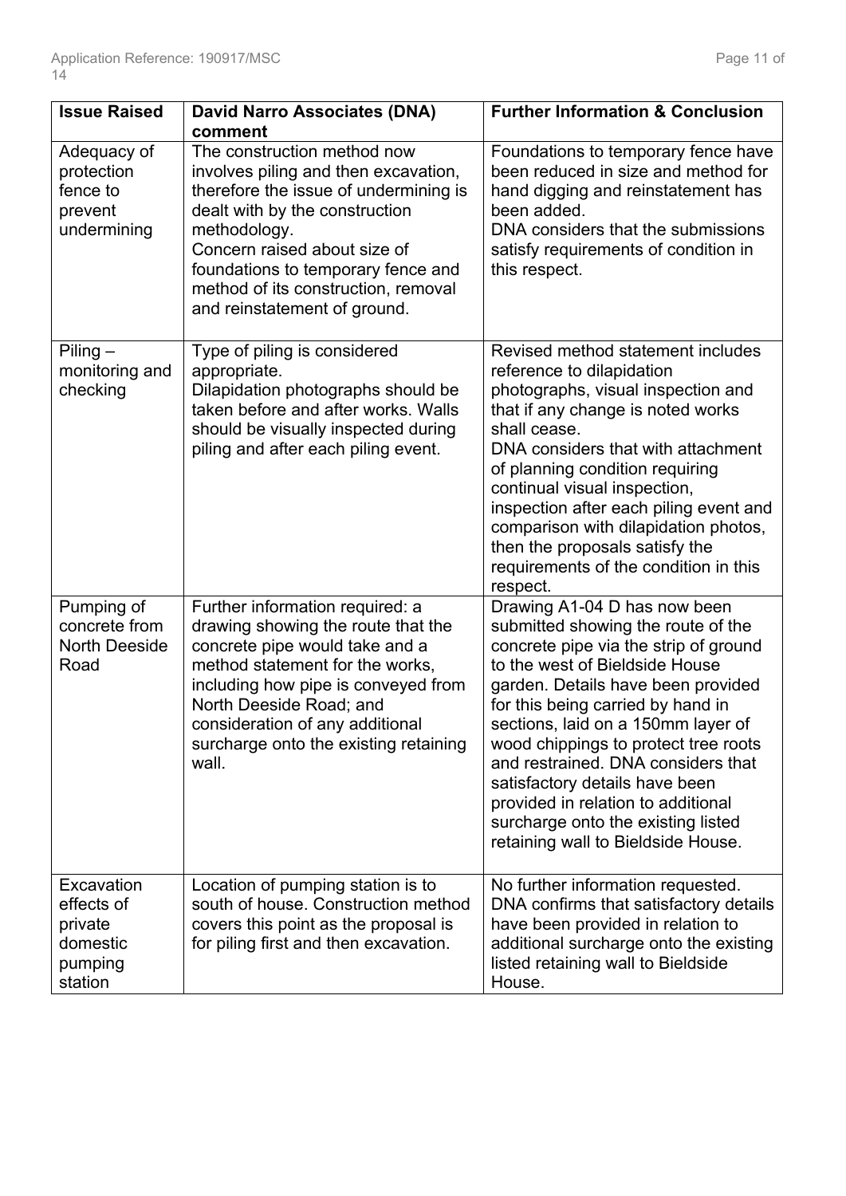| Issue Raised | David Narro Associates (DNA) comment | Further Information & Conclusion |
|---|---|---|
| Adequacy of protection fence to prevent undermining | The construction method now involves piling and then excavation, therefore the issue of undermining is dealt with by the construction methodology.<br>Concern raised about size of foundations to temporary fence and method of its construction, removal and reinstatement of ground. | Foundations to temporary fence have been reduced in size and method for hand digging and reinstatement has been added.<br>DNA considers that the submissions satisfy requirements of condition in this respect. |
| Piling – monitoring and checking | Type of piling is considered appropriate.<br>Dilapidation photographs should be taken before and after works. Walls should be visually inspected during piling and after each piling event. | Revised method statement includes reference to dilapidation photographs, visual inspection and that if any change is noted works shall cease.<br>DNA considers that with attachment of planning condition requiring continual visual inspection, inspection after each piling event and comparison with dilapidation photos, then the proposals satisfy the requirements of the condition in this respect. |
| Pumping of concrete from North Deeside Road | Further information required: a drawing showing the route that the concrete pipe would take and a method statement for the works, including how pipe is conveyed from North Deeside Road; and consideration of any additional surcharge onto the existing retaining wall. | Drawing A1-04 D has now been submitted showing the route of the concrete pipe via the strip of ground to the west of Bieldside House garden. Details have been provided for this being carried by hand in sections, laid on a 150mm layer of wood chippings to protect tree roots and restrained. DNA considers that satisfactory details have been provided in relation to additional surcharge onto the existing listed retaining wall to Bieldside House. |
| Excavation effects of private domestic pumping station | Location of pumping station is to south of house. Construction method covers this point as the proposal is for piling first and then excavation. | No further information requested. DNA confirms that satisfactory details have been provided in relation to additional surcharge onto the existing listed retaining wall to Bieldside House. |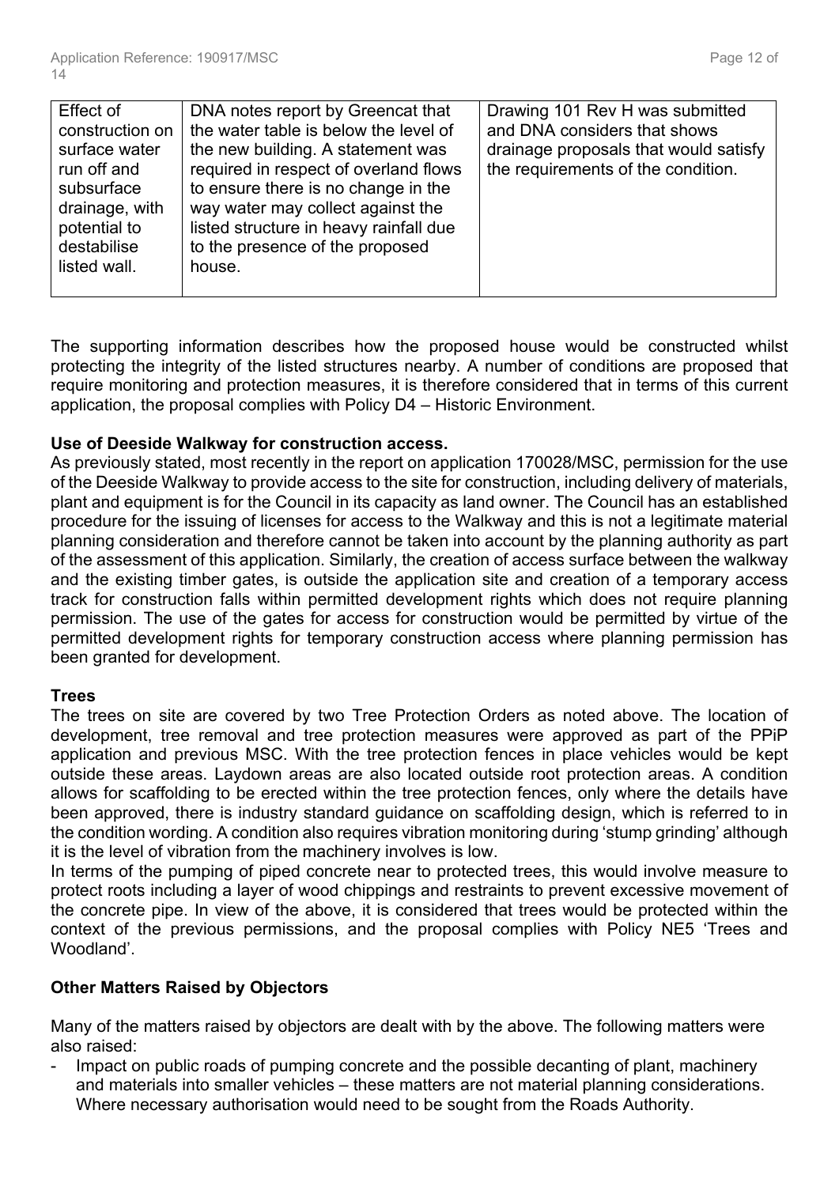| Effect of construction on surface water run off and subsurface drainage, with potential to destabilise listed wall. | DNA notes report by Greencat that the water table is below the level of the new building. A statement was required in respect of overland flows to ensure there is no change in the way water may collect against the listed structure in heavy rainfall due to the presence of the proposed house. | Drawing 101 Rev H was submitted and DNA considers that shows drainage proposals that would satisfy the requirements of the condition. |
|---|---|---|

The supporting information describes how the proposed house would be constructed whilst protecting the integrity of the listed structures nearby. A number of conditions are proposed that require monitoring and protection measures, it is therefore considered that in terms of this current application, the proposal complies with Policy D4 – Historic Environment.

**Use of Deeside Walkway for construction access.**

As previously stated, most recently in the report on application 170028/MSC, permission for the use of the Deeside Walkway to provide access to the site for construction, including delivery of materials, plant and equipment is for the Council in its capacity as land owner. The Council has an established procedure for the issuing of licenses for access to the Walkway and this is not a legitimate material planning consideration and therefore cannot be taken into account by the planning authority as part of the assessment of this application. Similarly, the creation of access surface between the walkway and the existing timber gates, is outside the application site and creation of a temporary access track for construction falls within permitted development rights which does not require planning permission. The use of the gates for access for construction would be permitted by virtue of the permitted development rights for temporary construction access where planning permission has been granted for development.

**Trees**

The trees on site are covered by two Tree Protection Orders as noted above. The location of development, tree removal and tree protection measures were approved as part of the PPiP application and previous MSC. With the tree protection fences in place vehicles would be kept outside these areas. Laydown areas are also located outside root protection areas. A condition allows for scaffolding to be erected within the tree protection fences, only where the details have been approved, there is industry standard guidance on scaffolding design, which is referred to in the condition wording. A condition also requires vibration monitoring during 'stump grinding' although it is the level of vibration from the machinery involves is low.

In terms of the pumping of piped concrete near to protected trees, this would involve measure to protect roots including a layer of wood chippings and restraints to prevent excessive movement of the concrete pipe. In view of the above, it is considered that trees would be protected within the context of the previous permissions, and the proposal complies with Policy NE5 'Trees and Woodland'.

**Other Matters Raised by Objectors**

Many of the matters raised by objectors are dealt with by the above. The following matters were also raised:

- Impact on public roads of pumping concrete and the possible decanting of plant, machinery and materials into smaller vehicles – these matters are not material planning considerations. Where necessary authorisation would need to be sought from the Roads Authority.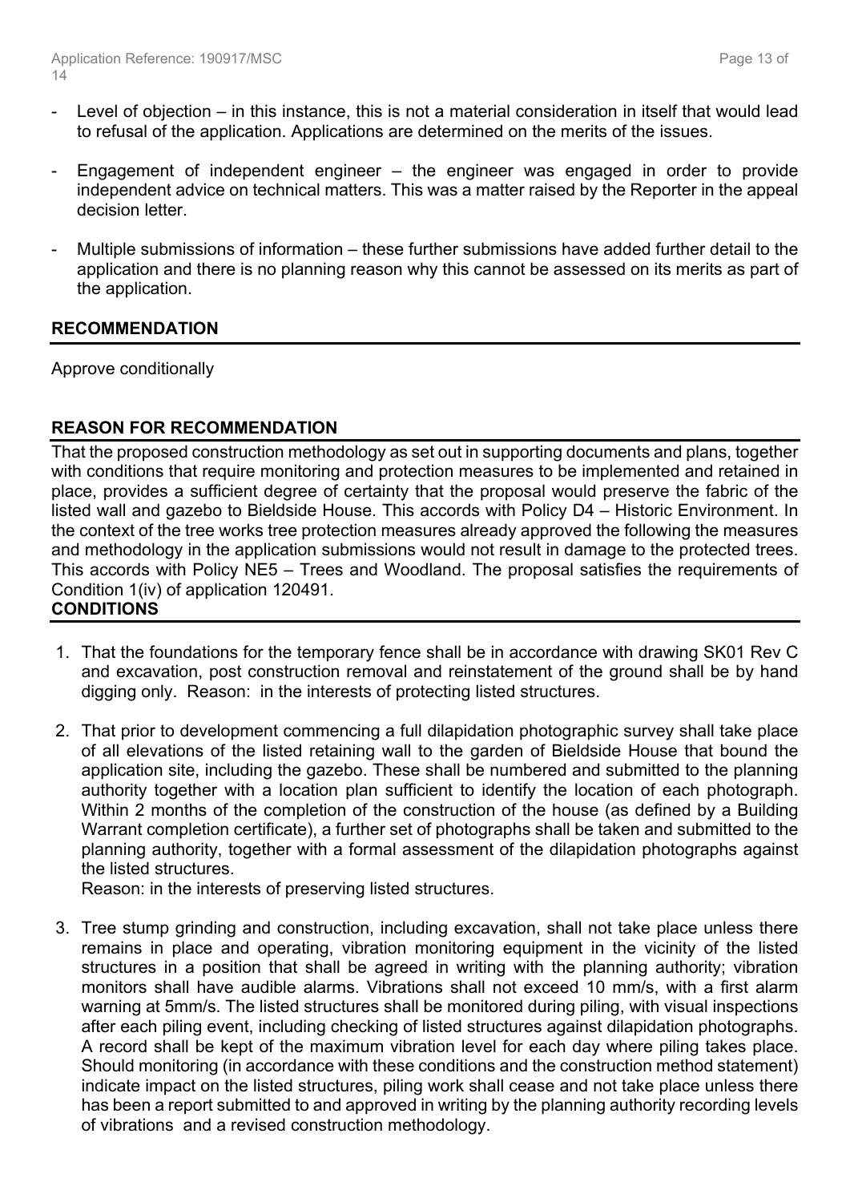- Level of objection – in this instance, this is not a material consideration in itself that would lead to refusal of the application. Applications are determined on the merits of the issues.

- Engagement of independent engineer – the engineer was engaged in order to provide independent advice on technical matters. This was a matter raised by the Reporter in the appeal decision letter.

- Multiple submissions of information – these further submissions have added further detail to the application and there is no planning reason why this cannot be assessed on its merits as part of the application.

## RECOMMENDATION

Approve conditionally

## REASON FOR RECOMMENDATION

That the proposed construction methodology as set out in supporting documents and plans, together with conditions that require monitoring and protection measures to be implemented and retained in place, provides a sufficient degree of certainty that the proposal would preserve the fabric of the listed wall and gazebo to Bieldside House. This accords with Policy D4 – Historic Environment. In the context of the tree works tree protection measures already approved the following the measures and methodology in the application submissions would not result in damage to the protected trees. This accords with Policy NE5 – Trees and Woodland. The proposal satisfies the requirements of Condition 1(iv) of application 120491.

## CONDITIONS

1. That the foundations for the temporary fence shall be in accordance with drawing SK01 Rev C and excavation, post construction removal and reinstatement of the ground shall be by hand digging only. Reason: in the interests of protecting listed structures.

2. That prior to development commencing a full dilapidation photographic survey shall take place of all elevations of the listed retaining wall to the garden of Bieldside House that bound the application site, including the gazebo. These shall be numbered and submitted to the planning authority together with a location plan sufficient to identify the location of each photograph. Within 2 months of the completion of the construction of the house (as defined by a Building Warrant completion certificate), a further set of photographs shall be taken and submitted to the planning authority, together with a formal assessment of the dilapidation photographs against the listed structures.
   Reason: in the interests of preserving listed structures.

3. Tree stump grinding and construction, including excavation, shall not take place unless there remains in place and operating, vibration monitoring equipment in the vicinity of the listed structures in a position that shall be agreed in writing with the planning authority; vibration monitors shall have audible alarms. Vibrations shall not exceed 10 mm/s, with a first alarm warning at 5mm/s. The listed structures shall be monitored during piling, with visual inspections after each piling event, including checking of listed structures against dilapidation photographs. A record shall be kept of the maximum vibration level for each day where piling takes place. Should monitoring (in accordance with these conditions and the construction method statement) indicate impact on the listed structures, piling work shall cease and not take place unless there has been a report submitted to and approved in writing by the planning authority recording levels of vibrations and a revised construction methodology.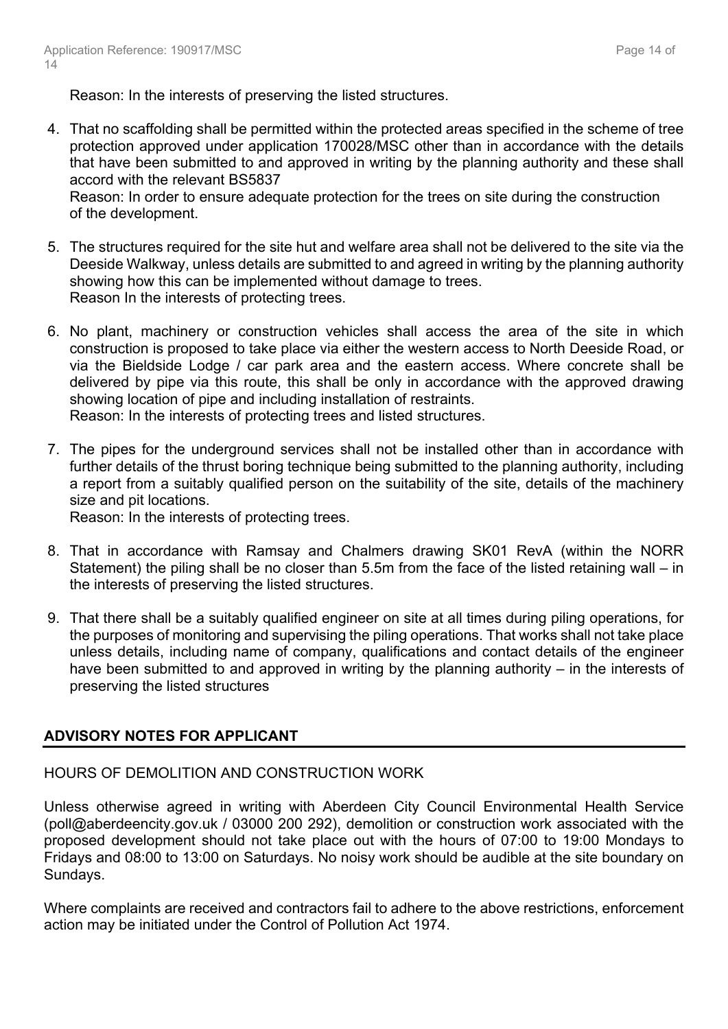Reason: In the interests of preserving the listed structures.

4. That no scaffolding shall be permitted within the protected areas specified in the scheme of tree protection approved under application 170028/MSC other than in accordance with the details that have been submitted to and approved in writing by the planning authority and these shall accord with the relevant BS5837
   Reason: In order to ensure adequate protection for the trees on site during the construction of the development.

5. The structures required for the site hut and welfare area shall not be delivered to the site via the Deeside Walkway, unless details are submitted to and agreed in writing by the planning authority showing how this can be implemented without damage to trees.
   Reason In the interests of protecting trees.

6. No plant, machinery or construction vehicles shall access the area of the site in which construction is proposed to take place via either the western access to North Deeside Road, or via the Bieldside Lodge / car park area and the eastern access. Where concrete shall be delivered by pipe via this route, this shall be only in accordance with the approved drawing showing location of pipe and including installation of restraints.
   Reason: In the interests of protecting trees and listed structures.

7. The pipes for the underground services shall not be installed other than in accordance with further details of the thrust boring technique being submitted to the planning authority, including a report from a suitably qualified person on the suitability of the site, details of the machinery size and pit locations.
   Reason: In the interests of protecting trees.

8. That in accordance with Ramsay and Chalmers drawing SK01 RevA (within the NORR Statement) the piling shall be no closer than 5.5m from the face of the listed retaining wall – in the interests of preserving the listed structures.

9. That there shall be a suitably qualified engineer on site at all times during piling operations, for the purposes of monitoring and supervising the piling operations. That works shall not take place unless details, including name of company, qualifications and contact details of the engineer have been submitted to and approved in writing by the planning authority – in the interests of preserving the listed structures

## ADVISORY NOTES FOR APPLICANT

HOURS OF DEMOLITION AND CONSTRUCTION WORK

Unless otherwise agreed in writing with Aberdeen City Council Environmental Health Service (poll@aberdeencity.gov.uk / 03000 200 292), demolition or construction work associated with the proposed development should not take place out with the hours of 07:00 to 19:00 Mondays to Fridays and 08:00 to 13:00 on Saturdays. No noisy work should be audible at the site boundary on Sundays.

Where complaints are received and contractors fail to adhere to the above restrictions, enforcement action may be initiated under the Control of Pollution Act 1974.